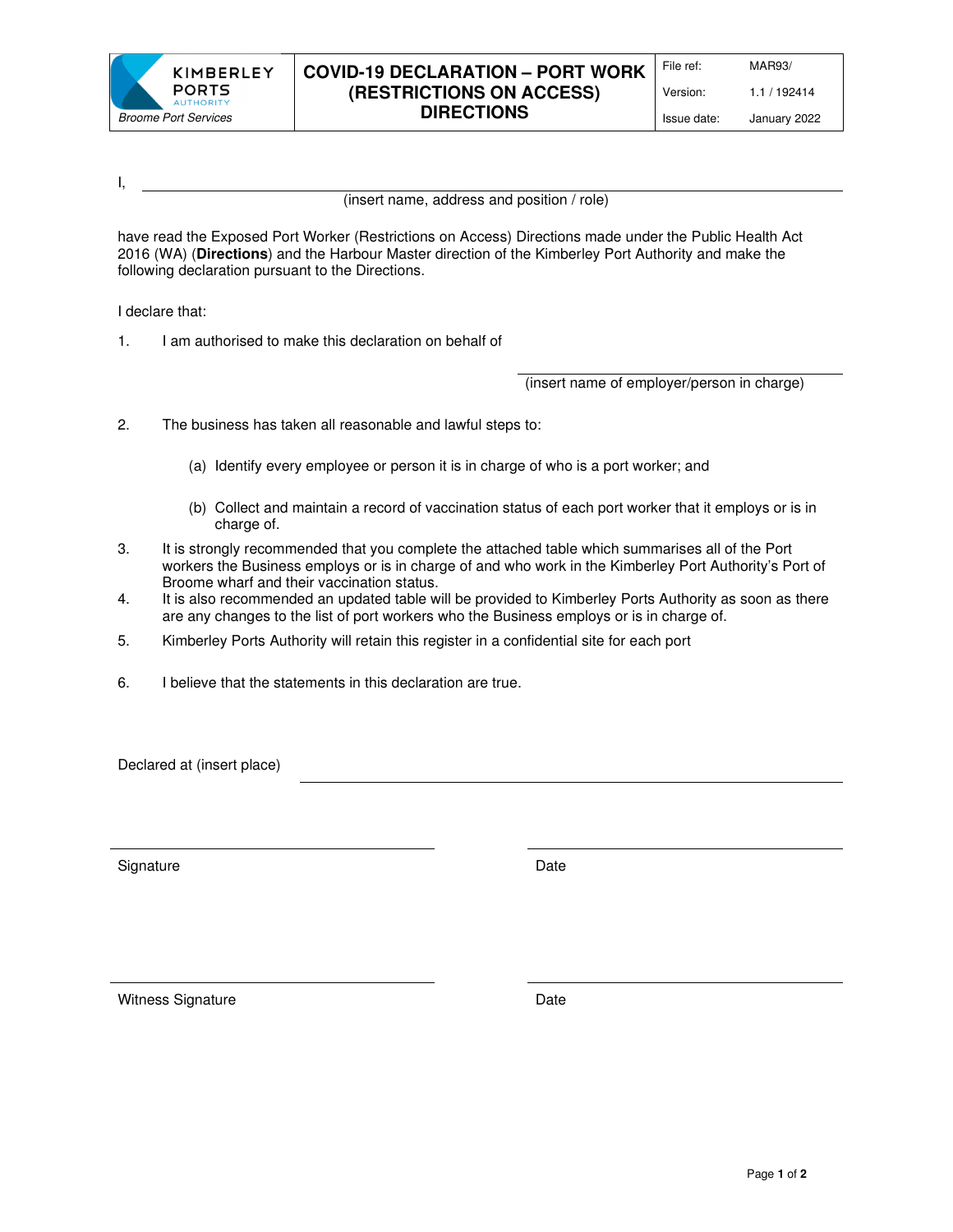| KIMBERLEY PORTS AUTHORITY<br>*Broome Port Services* | **COVID-19 DECLARATION – PORT WORK (RESTRICTIONS ON ACCESS) DIRECTIONS** | File ref: MAR93/<br>Version: 1.1 / 192414<br>Issue date: January 2022 |
|---|---|---|

I, \_\_\_\_\_\_\_\_\_\_\_\_\_\_\_\_\_\_\_\_\_\_\_\_\_\_\_\_\_\_\_\_\_\_\_\_\_\_\_\_\_\_\_\_\_\_\_\_\_\_\_\_\_\_
(insert name, address and position / role)

have read the Exposed Port Worker (Restrictions on Access) Directions made under the Public Health Act 2016 (WA) (**Directions**) and the Harbour Master direction of the Kimberley Port Authority and make the following declaration pursuant to the Directions.

I declare that:

1. I am authorised to make this declaration on behalf of

   \_\_\_\_\_\_\_\_\_\_\_\_\_\_\_\_\_\_\_\_\_\_\_\_\_\_\_\_\_\_\_\_\_\_\_\_\_\_\_\_
   (insert name of employer/person in charge)

2. The business has taken all reasonable and lawful steps to:

   (a) Identify every employee or person it is in charge of who is a port worker; and

   (b) Collect and maintain a record of vaccination status of each port worker that it employs or is in charge of.

3. It is strongly recommended that you complete the attached table which summarises all of the Port workers the Business employs or is in charge of and who work in the Kimberley Port Authority's Port of Broome wharf and their vaccination status.

4. It is also recommended an updated table will be provided to Kimberley Ports Authority as soon as there are any changes to the list of port workers who the Business employs or is in charge of.

5. Kimberley Ports Authority will retain this register in a confidential site for each port

6. I believe that the statements in this declaration are true.

Declared at (insert place) \_\_\_\_\_\_\_\_\_\_\_\_\_\_\_\_\_\_\_\_\_\_\_\_\_\_\_\_\_\_\_\_\_\_\_\_\_\_\_\_

\_\_\_\_\_\_\_\_\_\_\_\_\_\_\_\_\_\_\_\_\_\_\_\_\_\_\_\_\_\_ \_\_\_\_\_\_\_\_\_\_\_\_\_\_\_\_\_\_\_\_\_\_\_\_\_\_\_\_\_\_
Signature Date

\_\_\_\_\_\_\_\_\_\_\_\_\_\_\_\_\_\_\_\_\_\_\_\_\_\_\_\_\_\_ \_\_\_\_\_\_\_\_\_\_\_\_\_\_\_\_\_\_\_\_\_\_\_\_\_\_\_\_\_\_
Witness Signature Date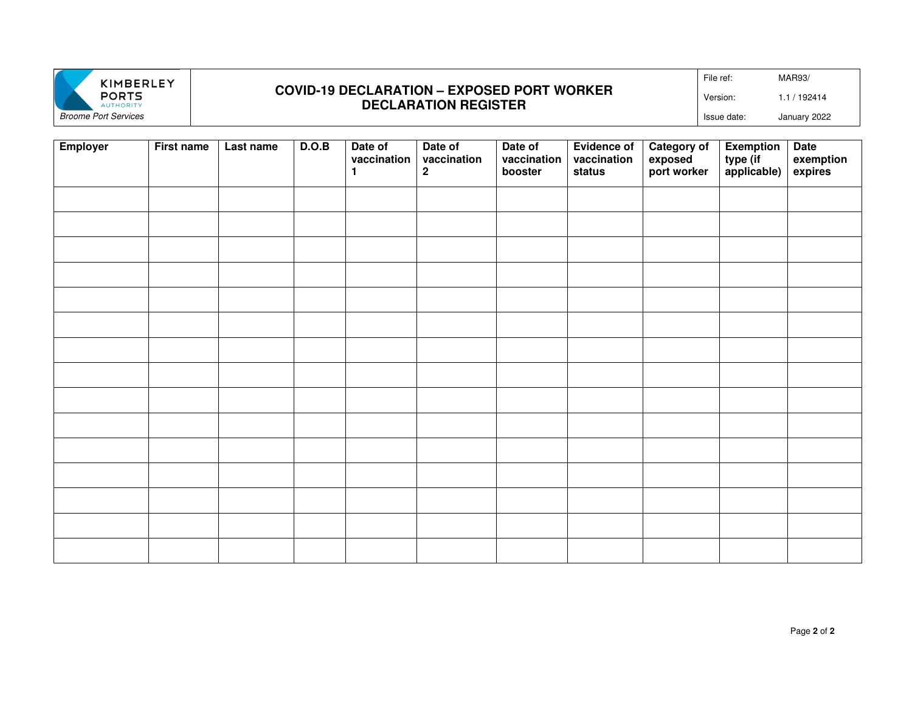| Kimberley Ports Authority — *Broome Port Services* | **COVID-19 DECLARATION – EXPOSED PORT WORKER DECLARATION REGISTER** | File ref: MAR93/<br>Version: 1.1 / 192414<br>Issue date: January 2022 |
|---|---|---|

| Employer | First name | Last name | D.O.B | Date of vaccination 1 | Date of vaccination 2 | Date of vaccination booster | Evidence of vaccination status | Category of exposed port worker | Exemption type (if applicable) | Date exemption expires |
|---|---|---|---|---|---|---|---|---|---|---|
| | | | | | | | | | | |
| | | | | | | | | | | |
| | | | | | | | | | | |
| | | | | | | | | | | |
| | | | | | | | | | | |
| | | | | | | | | | | |
| | | | | | | | | | | |
| | | | | | | | | | | |
| | | | | | | | | | | |
| | | | | | | | | | | |
| | | | | | | | | | | |
| | | | | | | | | | | |
| | | | | | | | | | | |
| | | | | | | | | | | |
| | | | | | | | | | | |